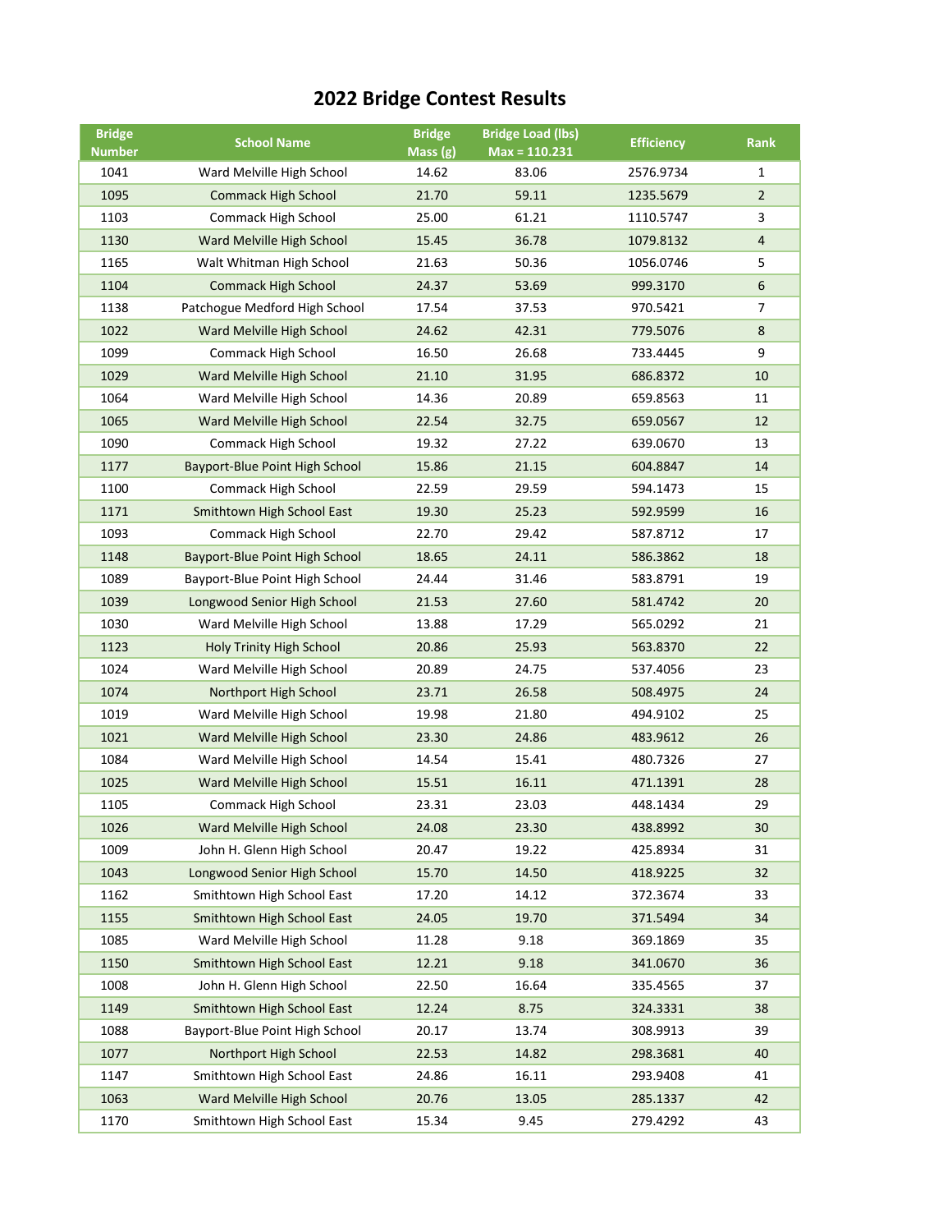# 2022 Bridge Contest Results

| Bridge Number | School Name | Bridge Mass (g) | Bridge Load (lbs) Max = 110.231 | Efficiency | Rank |
|---|---|---|---|---|---|
| 1041 | Ward Melville High School | 14.62 | 83.06 | 2576.9734 | 1 |
| 1095 | Commack High School | 21.70 | 59.11 | 1235.5679 | 2 |
| 1103 | Commack High School | 25.00 | 61.21 | 1110.5747 | 3 |
| 1130 | Ward Melville High School | 15.45 | 36.78 | 1079.8132 | 4 |
| 1165 | Walt Whitman High School | 21.63 | 50.36 | 1056.0746 | 5 |
| 1104 | Commack High School | 24.37 | 53.69 | 999.3170 | 6 |
| 1138 | Patchogue Medford High School | 17.54 | 37.53 | 970.5421 | 7 |
| 1022 | Ward Melville High School | 24.62 | 42.31 | 779.5076 | 8 |
| 1099 | Commack High School | 16.50 | 26.68 | 733.4445 | 9 |
| 1029 | Ward Melville High School | 21.10 | 31.95 | 686.8372 | 10 |
| 1064 | Ward Melville High School | 14.36 | 20.89 | 659.8563 | 11 |
| 1065 | Ward Melville High School | 22.54 | 32.75 | 659.0567 | 12 |
| 1090 | Commack High School | 19.32 | 27.22 | 639.0670 | 13 |
| 1177 | Bayport-Blue Point High School | 15.86 | 21.15 | 604.8847 | 14 |
| 1100 | Commack High School | 22.59 | 29.59 | 594.1473 | 15 |
| 1171 | Smithtown High School East | 19.30 | 25.23 | 592.9599 | 16 |
| 1093 | Commack High School | 22.70 | 29.42 | 587.8712 | 17 |
| 1148 | Bayport-Blue Point High School | 18.65 | 24.11 | 586.3862 | 18 |
| 1089 | Bayport-Blue Point High School | 24.44 | 31.46 | 583.8791 | 19 |
| 1039 | Longwood Senior High School | 21.53 | 27.60 | 581.4742 | 20 |
| 1030 | Ward Melville High School | 13.88 | 17.29 | 565.0292 | 21 |
| 1123 | Holy Trinity High School | 20.86 | 25.93 | 563.8370 | 22 |
| 1024 | Ward Melville High School | 20.89 | 24.75 | 537.4056 | 23 |
| 1074 | Northport High School | 23.71 | 26.58 | 508.4975 | 24 |
| 1019 | Ward Melville High School | 19.98 | 21.80 | 494.9102 | 25 |
| 1021 | Ward Melville High School | 23.30 | 24.86 | 483.9612 | 26 |
| 1084 | Ward Melville High School | 14.54 | 15.41 | 480.7326 | 27 |
| 1025 | Ward Melville High School | 15.51 | 16.11 | 471.1391 | 28 |
| 1105 | Commack High School | 23.31 | 23.03 | 448.1434 | 29 |
| 1026 | Ward Melville High School | 24.08 | 23.30 | 438.8992 | 30 |
| 1009 | John H. Glenn High School | 20.47 | 19.22 | 425.8934 | 31 |
| 1043 | Longwood Senior High School | 15.70 | 14.50 | 418.9225 | 32 |
| 1162 | Smithtown High School East | 17.20 | 14.12 | 372.3674 | 33 |
| 1155 | Smithtown High School East | 24.05 | 19.70 | 371.5494 | 34 |
| 1085 | Ward Melville High School | 11.28 | 9.18 | 369.1869 | 35 |
| 1150 | Smithtown High School East | 12.21 | 9.18 | 341.0670 | 36 |
| 1008 | John H. Glenn High School | 22.50 | 16.64 | 335.4565 | 37 |
| 1149 | Smithtown High School East | 12.24 | 8.75 | 324.3331 | 38 |
| 1088 | Bayport-Blue Point High School | 20.17 | 13.74 | 308.9913 | 39 |
| 1077 | Northport High School | 22.53 | 14.82 | 298.3681 | 40 |
| 1147 | Smithtown High School East | 24.86 | 16.11 | 293.9408 | 41 |
| 1063 | Ward Melville High School | 20.76 | 13.05 | 285.1337 | 42 |
| 1170 | Smithtown High School East | 15.34 | 9.45 | 279.4292 | 43 |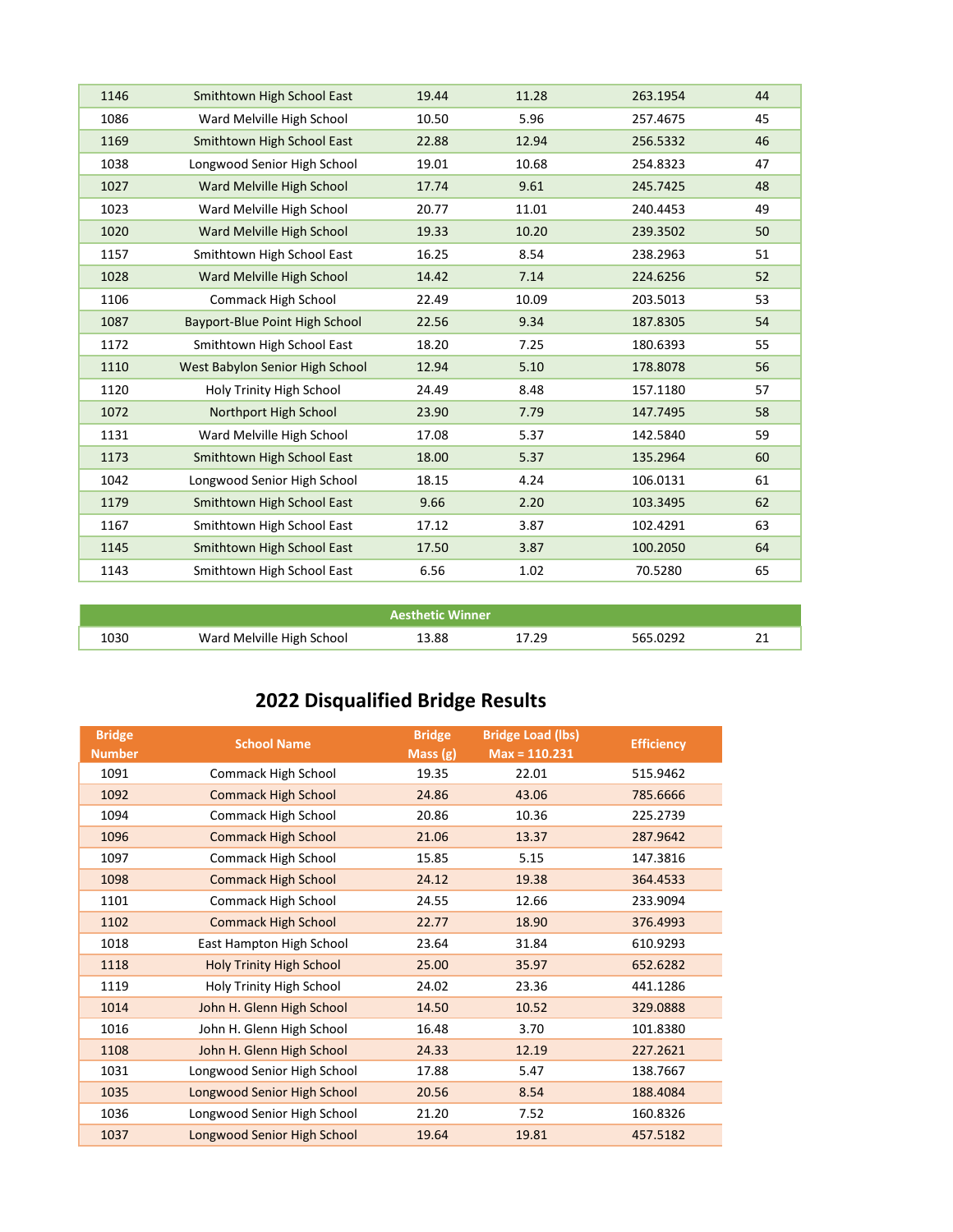| | | | | | |
|---|---|---|---|---|---|
| 1146 | Smithtown High School East | 19.44 | 11.28 | 263.1954 | 44 |
| 1086 | Ward Melville High School | 10.50 | 5.96 | 257.4675 | 45 |
| 1169 | Smithtown High School East | 22.88 | 12.94 | 256.5332 | 46 |
| 1038 | Longwood Senior High School | 19.01 | 10.68 | 254.8323 | 47 |
| 1027 | Ward Melville High School | 17.74 | 9.61 | 245.7425 | 48 |
| 1023 | Ward Melville High School | 20.77 | 11.01 | 240.4453 | 49 |
| 1020 | Ward Melville High School | 19.33 | 10.20 | 239.3502 | 50 |
| 1157 | Smithtown High School East | 16.25 | 8.54 | 238.2963 | 51 |
| 1028 | Ward Melville High School | 14.42 | 7.14 | 224.6256 | 52 |
| 1106 | Commack High School | 22.49 | 10.09 | 203.5013 | 53 |
| 1087 | Bayport-Blue Point High School | 22.56 | 9.34 | 187.8305 | 54 |
| 1172 | Smithtown High School East | 18.20 | 7.25 | 180.6393 | 55 |
| 1110 | West Babylon Senior High School | 12.94 | 5.10 | 178.8078 | 56 |
| 1120 | Holy Trinity High School | 24.49 | 8.48 | 157.1180 | 57 |
| 1072 | Northport High School | 23.90 | 7.79 | 147.7495 | 58 |
| 1131 | Ward Melville High School | 17.08 | 5.37 | 142.5840 | 59 |
| 1173 | Smithtown High School East | 18.00 | 5.37 | 135.2964 | 60 |
| 1042 | Longwood Senior High School | 18.15 | 4.24 | 106.0131 | 61 |
| 1179 | Smithtown High School East | 9.66 | 2.20 | 103.3495 | 62 |
| 1167 | Smithtown High School East | 17.12 | 3.87 | 102.4291 | 63 |
| 1145 | Smithtown High School East | 17.50 | 3.87 | 100.2050 | 64 |
| 1143 | Smithtown High School East | 6.56 | 1.02 | 70.5280 | 65 |

| Aesthetic Winner | | | | | |
|---|---|---|---|---|---|
| 1030 | Ward Melville High School | 13.88 | 17.29 | 565.0292 | 21 |

## 2022 Disqualified Bridge Results

| Bridge Number | School Name | Bridge Mass (g) | Bridge Load (lbs) Max = 110.231 | Efficiency |
|---|---|---|---|---|
| 1091 | Commack High School | 19.35 | 22.01 | 515.9462 |
| 1092 | Commack High School | 24.86 | 43.06 | 785.6666 |
| 1094 | Commack High School | 20.86 | 10.36 | 225.2739 |
| 1096 | Commack High School | 21.06 | 13.37 | 287.9642 |
| 1097 | Commack High School | 15.85 | 5.15 | 147.3816 |
| 1098 | Commack High School | 24.12 | 19.38 | 364.4533 |
| 1101 | Commack High School | 24.55 | 12.66 | 233.9094 |
| 1102 | Commack High School | 22.77 | 18.90 | 376.4993 |
| 1018 | East Hampton High School | 23.64 | 31.84 | 610.9293 |
| 1118 | Holy Trinity High School | 25.00 | 35.97 | 652.6282 |
| 1119 | Holy Trinity High School | 24.02 | 23.36 | 441.1286 |
| 1014 | John H. Glenn High School | 14.50 | 10.52 | 329.0888 |
| 1016 | John H. Glenn High School | 16.48 | 3.70 | 101.8380 |
| 1108 | John H. Glenn High School | 24.33 | 12.19 | 227.2621 |
| 1031 | Longwood Senior High School | 17.88 | 5.47 | 138.7667 |
| 1035 | Longwood Senior High School | 20.56 | 8.54 | 188.4084 |
| 1036 | Longwood Senior High School | 21.20 | 7.52 | 160.8326 |
| 1037 | Longwood Senior High School | 19.64 | 19.81 | 457.5182 |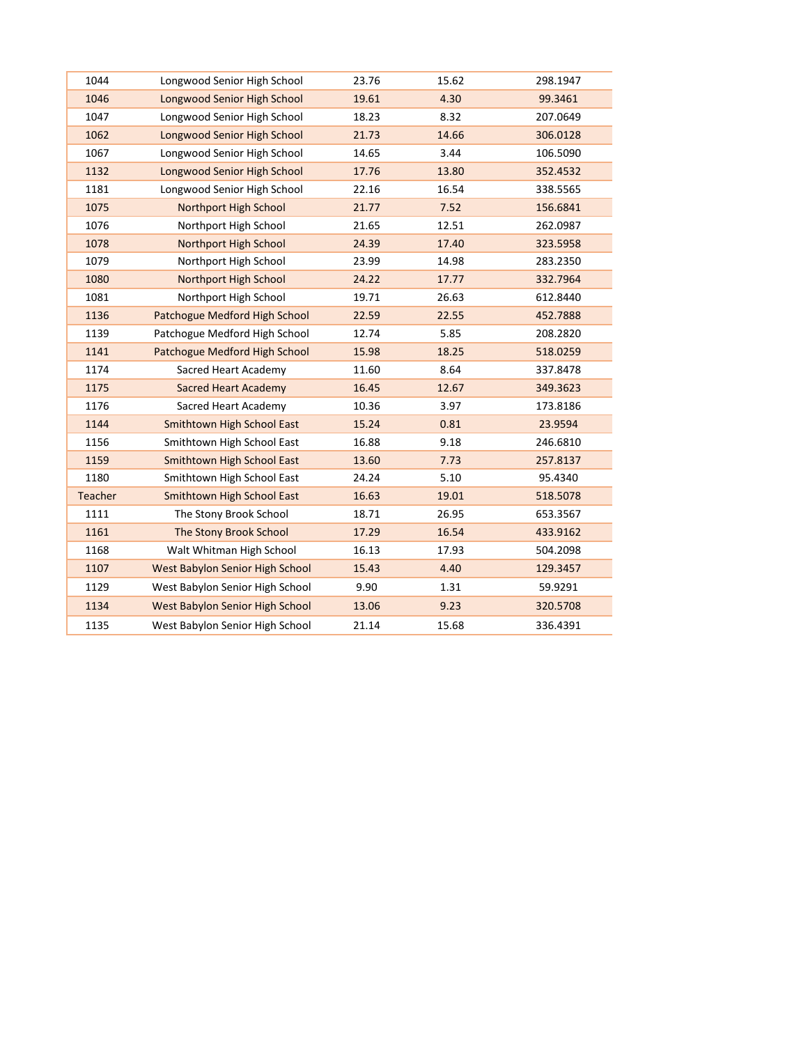| | | | | |
|---|---|---|---|---|
| 1044 | Longwood Senior High School | 23.76 | 15.62 | 298.1947 |
| 1046 | Longwood Senior High School | 19.61 | 4.30 | 99.3461 |
| 1047 | Longwood Senior High School | 18.23 | 8.32 | 207.0649 |
| 1062 | Longwood Senior High School | 21.73 | 14.66 | 306.0128 |
| 1067 | Longwood Senior High School | 14.65 | 3.44 | 106.5090 |
| 1132 | Longwood Senior High School | 17.76 | 13.80 | 352.4532 |
| 1181 | Longwood Senior High School | 22.16 | 16.54 | 338.5565 |
| 1075 | Northport High School | 21.77 | 7.52 | 156.6841 |
| 1076 | Northport High School | 21.65 | 12.51 | 262.0987 |
| 1078 | Northport High School | 24.39 | 17.40 | 323.5958 |
| 1079 | Northport High School | 23.99 | 14.98 | 283.2350 |
| 1080 | Northport High School | 24.22 | 17.77 | 332.7964 |
| 1081 | Northport High School | 19.71 | 26.63 | 612.8440 |
| 1136 | Patchogue Medford High School | 22.59 | 22.55 | 452.7888 |
| 1139 | Patchogue Medford High School | 12.74 | 5.85 | 208.2820 |
| 1141 | Patchogue Medford High School | 15.98 | 18.25 | 518.0259 |
| 1174 | Sacred Heart Academy | 11.60 | 8.64 | 337.8478 |
| 1175 | Sacred Heart Academy | 16.45 | 12.67 | 349.3623 |
| 1176 | Sacred Heart Academy | 10.36 | 3.97 | 173.8186 |
| 1144 | Smithtown High School East | 15.24 | 0.81 | 23.9594 |
| 1156 | Smithtown High School East | 16.88 | 9.18 | 246.6810 |
| 1159 | Smithtown High School East | 13.60 | 7.73 | 257.8137 |
| 1180 | Smithtown High School East | 24.24 | 5.10 | 95.4340 |
| Teacher | Smithtown High School East | 16.63 | 19.01 | 518.5078 |
| 1111 | The Stony Brook School | 18.71 | 26.95 | 653.3567 |
| 1161 | The Stony Brook School | 17.29 | 16.54 | 433.9162 |
| 1168 | Walt Whitman High School | 16.13 | 17.93 | 504.2098 |
| 1107 | West Babylon Senior High School | 15.43 | 4.40 | 129.3457 |
| 1129 | West Babylon Senior High School | 9.90 | 1.31 | 59.9291 |
| 1134 | West Babylon Senior High School | 13.06 | 9.23 | 320.5708 |
| 1135 | West Babylon Senior High School | 21.14 | 15.68 | 336.4391 |